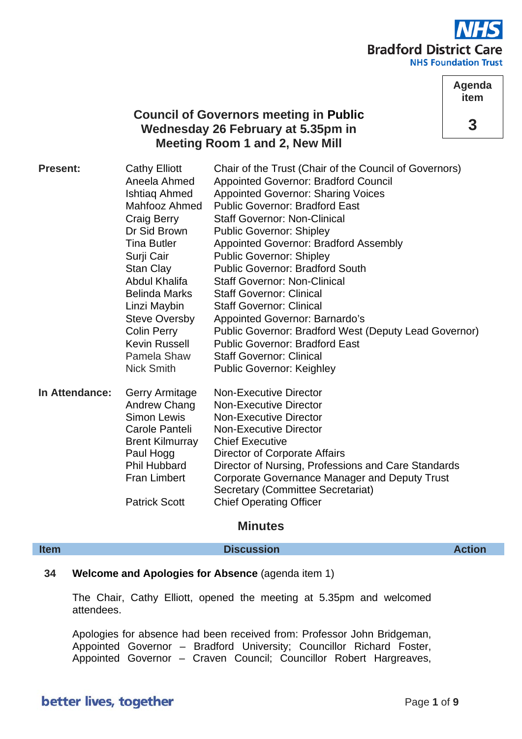Bradford District Care NHS Foundation Trust

**Agenda item 3**

# Council of Governors meeting in Public
## Wednesday 26 February at 5.35pm in Meeting Room 1 and 2, New Mill

| | | |
|---|---|---|
| **Present:** | Cathy Elliott | Chair of the Trust (Chair of the Council of Governors) |
| | Aneela Ahmed | Appointed Governor: Bradford Council |
| | Ishtiaq Ahmed | Appointed Governor: Sharing Voices |
| | Mahfooz Ahmed | Public Governor: Bradford East |
| | Craig Berry | Staff Governor: Non-Clinical |
| | Dr Sid Brown | Public Governor: Shipley |
| | Tina Butler | Appointed Governor: Bradford Assembly |
| | Surji Cair | Public Governor: Shipley |
| | Stan Clay | Public Governor: Bradford South |
| | Abdul Khalifa | Staff Governor: Non-Clinical |
| | Belinda Marks | Staff Governor: Clinical |
| | Linzi Maybin | Staff Governor: Clinical |
| | Steve Oversby | Appointed Governor: Barnardo's |
| | Colin Perry | Public Governor: Bradford West (Deputy Lead Governor) |
| | Kevin Russell | Public Governor: Bradford East |
| | Pamela Shaw | Staff Governor: Clinical |
| | Nick Smith | Public Governor: Keighley |
| **In Attendance:** | Gerry Armitage | Non-Executive Director |
| | Andrew Chang | Non-Executive Director |
| | Simon Lewis | Non-Executive Director |
| | Carole Panteli | Non-Executive Director |
| | Brent Kilmurray | Chief Executive |
| | Paul Hogg | Director of Corporate Affairs |
| | Phil Hubbard | Director of Nursing, Professions and Care Standards |
| | Fran Limbert | Corporate Governance Manager and Deputy Trust Secretary (Committee Secretariat) |
| | Patrick Scott | Chief Operating Officer |

## Minutes

| Item | Discussion | Action |
|---|---|---|
| 34 | **Welcome and Apologies for Absence** (agenda item 1) | |
| | The Chair, Cathy Elliott, opened the meeting at 5.35pm and welcomed attendees. | |
| | Apologies for absence had been received from: Professor John Bridgeman, Appointed Governor – Bradford University; Councillor Richard Foster, Appointed Governor – Craven Council; Councillor Robert Hargreaves, | |

better lives, together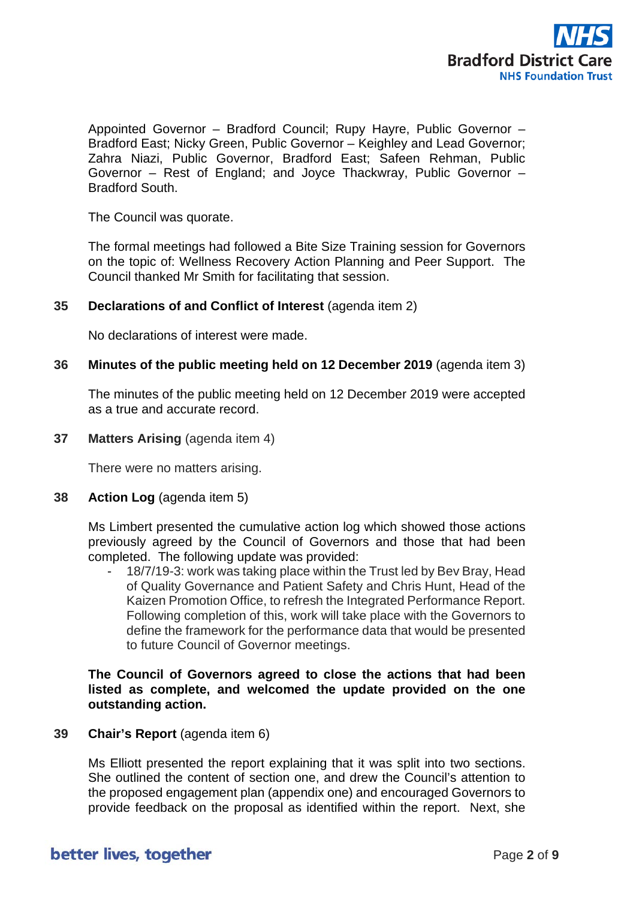Appointed Governor – Bradford Council; Rupy Hayre, Public Governor – Bradford East; Nicky Green, Public Governor – Keighley and Lead Governor; Zahra Niazi, Public Governor, Bradford East; Safeen Rehman, Public Governor – Rest of England; and Joyce Thackwray, Public Governor – Bradford South.

The Council was quorate.

The formal meetings had followed a Bite Size Training session for Governors on the topic of: Wellness Recovery Action Planning and Peer Support. The Council thanked Mr Smith for facilitating that session.

**35 Declarations of and Conflict of Interest** (agenda item 2)

No declarations of interest were made.

**36 Minutes of the public meeting held on 12 December 2019** (agenda item 3)

The minutes of the public meeting held on 12 December 2019 were accepted as a true and accurate record.

**37 Matters Arising** (agenda item 4)

There were no matters arising.

**38 Action Log** (agenda item 5)

Ms Limbert presented the cumulative action log which showed those actions previously agreed by the Council of Governors and those that had been completed. The following update was provided:

- 18/7/19-3: work was taking place within the Trust led by Bev Bray, Head of Quality Governance and Patient Safety and Chris Hunt, Head of the Kaizen Promotion Office, to refresh the Integrated Performance Report. Following completion of this, work will take place with the Governors to define the framework for the performance data that would be presented to future Council of Governor meetings.

**The Council of Governors agreed to close the actions that had been listed as complete, and welcomed the update provided on the one outstanding action.**

**39 Chair's Report** (agenda item 6)

Ms Elliott presented the report explaining that it was split into two sections. She outlined the content of section one, and drew the Council's attention to the proposed engagement plan (appendix one) and encouraged Governors to provide feedback on the proposal as identified within the report. Next, she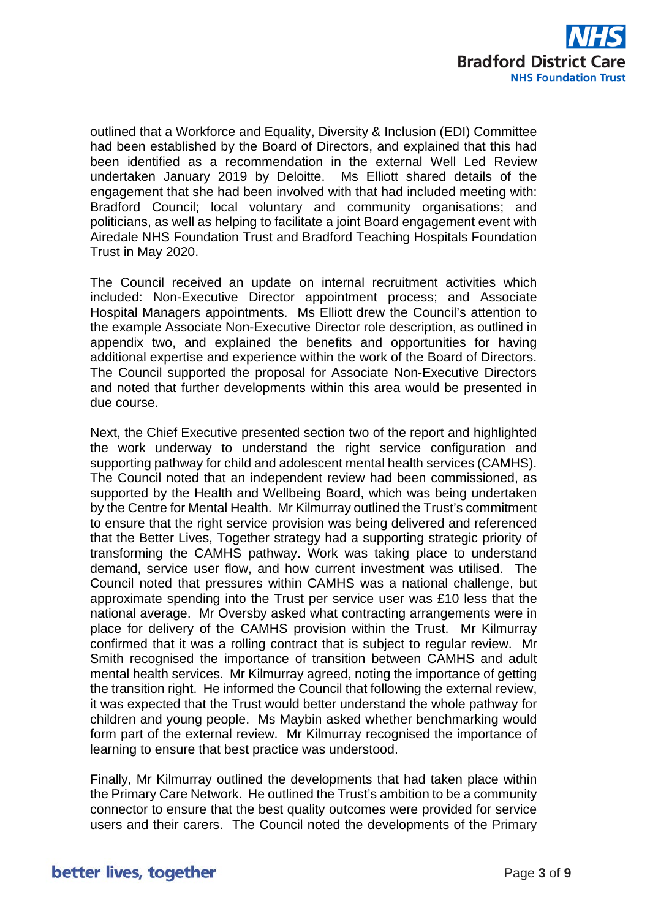outlined that a Workforce and Equality, Diversity & Inclusion (EDI) Committee had been established by the Board of Directors, and explained that this had been identified as a recommendation in the external Well Led Review undertaken January 2019 by Deloitte. Ms Elliott shared details of the engagement that she had been involved with that had included meeting with: Bradford Council; local voluntary and community organisations; and politicians, as well as helping to facilitate a joint Board engagement event with Airedale NHS Foundation Trust and Bradford Teaching Hospitals Foundation Trust in May 2020.

The Council received an update on internal recruitment activities which included: Non-Executive Director appointment process; and Associate Hospital Managers appointments. Ms Elliott drew the Council's attention to the example Associate Non-Executive Director role description, as outlined in appendix two, and explained the benefits and opportunities for having additional expertise and experience within the work of the Board of Directors. The Council supported the proposal for Associate Non-Executive Directors and noted that further developments within this area would be presented in due course.

Next, the Chief Executive presented section two of the report and highlighted the work underway to understand the right service configuration and supporting pathway for child and adolescent mental health services (CAMHS). The Council noted that an independent review had been commissioned, as supported by the Health and Wellbeing Board, which was being undertaken by the Centre for Mental Health. Mr Kilmurray outlined the Trust's commitment to ensure that the right service provision was being delivered and referenced that the Better Lives, Together strategy had a supporting strategic priority of transforming the CAMHS pathway. Work was taking place to understand demand, service user flow, and how current investment was utilised. The Council noted that pressures within CAMHS was a national challenge, but approximate spending into the Trust per service user was £10 less that the national average. Mr Oversby asked what contracting arrangements were in place for delivery of the CAMHS provision within the Trust. Mr Kilmurray confirmed that it was a rolling contract that is subject to regular review. Mr Smith recognised the importance of transition between CAMHS and adult mental health services. Mr Kilmurray agreed, noting the importance of getting the transition right. He informed the Council that following the external review, it was expected that the Trust would better understand the whole pathway for children and young people. Ms Maybin asked whether benchmarking would form part of the external review. Mr Kilmurray recognised the importance of learning to ensure that best practice was understood.

Finally, Mr Kilmurray outlined the developments that had taken place within the Primary Care Network. He outlined the Trust's ambition to be a community connector to ensure that the best quality outcomes were provided for service users and their carers. The Council noted the developments of the Primary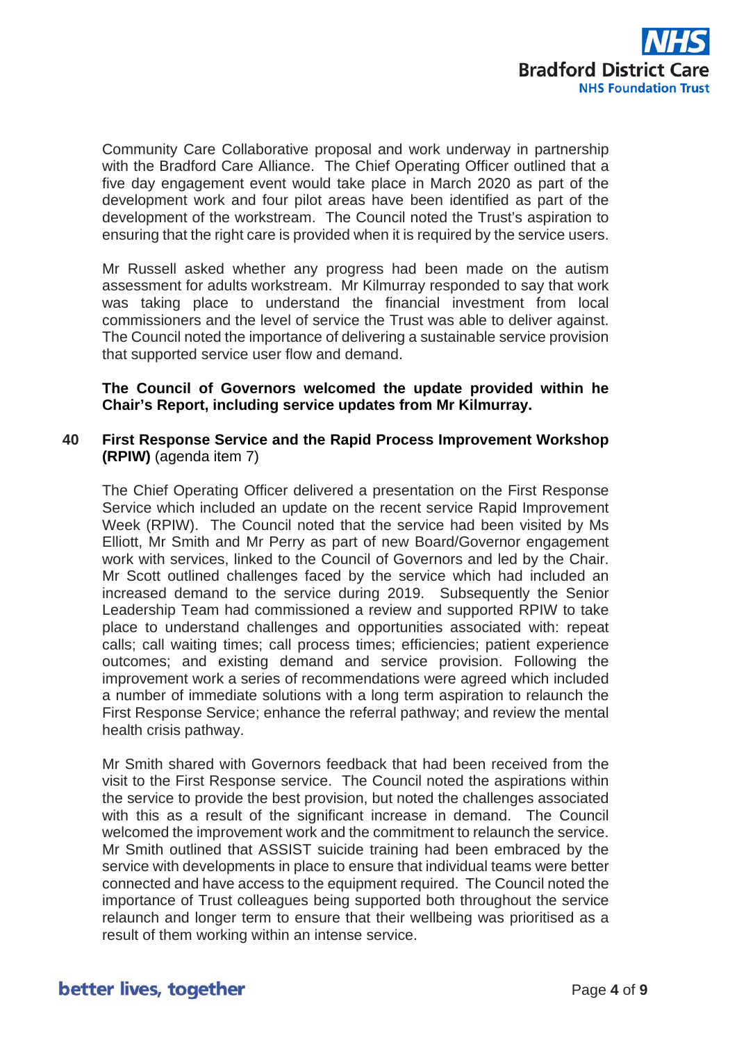Community Care Collaborative proposal and work underway in partnership with the Bradford Care Alliance. The Chief Operating Officer outlined that a five day engagement event would take place in March 2020 as part of the development work and four pilot areas have been identified as part of the development of the workstream. The Council noted the Trust's aspiration to ensuring that the right care is provided when it is required by the service users.

Mr Russell asked whether any progress had been made on the autism assessment for adults workstream. Mr Kilmurray responded to say that work was taking place to understand the financial investment from local commissioners and the level of service the Trust was able to deliver against. The Council noted the importance of delivering a sustainable service provision that supported service user flow and demand.

**The Council of Governors welcomed the update provided within he Chair's Report, including service updates from Mr Kilmurray.**

**40 First Response Service and the Rapid Process Improvement Workshop (RPIW)** (agenda item 7)

The Chief Operating Officer delivered a presentation on the First Response Service which included an update on the recent service Rapid Improvement Week (RPIW). The Council noted that the service had been visited by Ms Elliott, Mr Smith and Mr Perry as part of new Board/Governor engagement work with services, linked to the Council of Governors and led by the Chair. Mr Scott outlined challenges faced by the service which had included an increased demand to the service during 2019. Subsequently the Senior Leadership Team had commissioned a review and supported RPIW to take place to understand challenges and opportunities associated with: repeat calls; call waiting times; call process times; efficiencies; patient experience outcomes; and existing demand and service provision. Following the improvement work a series of recommendations were agreed which included a number of immediate solutions with a long term aspiration to relaunch the First Response Service; enhance the referral pathway; and review the mental health crisis pathway.

Mr Smith shared with Governors feedback that had been received from the visit to the First Response service. The Council noted the aspirations within the service to provide the best provision, but noted the challenges associated with this as a result of the significant increase in demand. The Council welcomed the improvement work and the commitment to relaunch the service. Mr Smith outlined that ASSIST suicide training had been embraced by the service with developments in place to ensure that individual teams were better connected and have access to the equipment required. The Council noted the importance of Trust colleagues being supported both throughout the service relaunch and longer term to ensure that their wellbeing was prioritised as a result of them working within an intense service.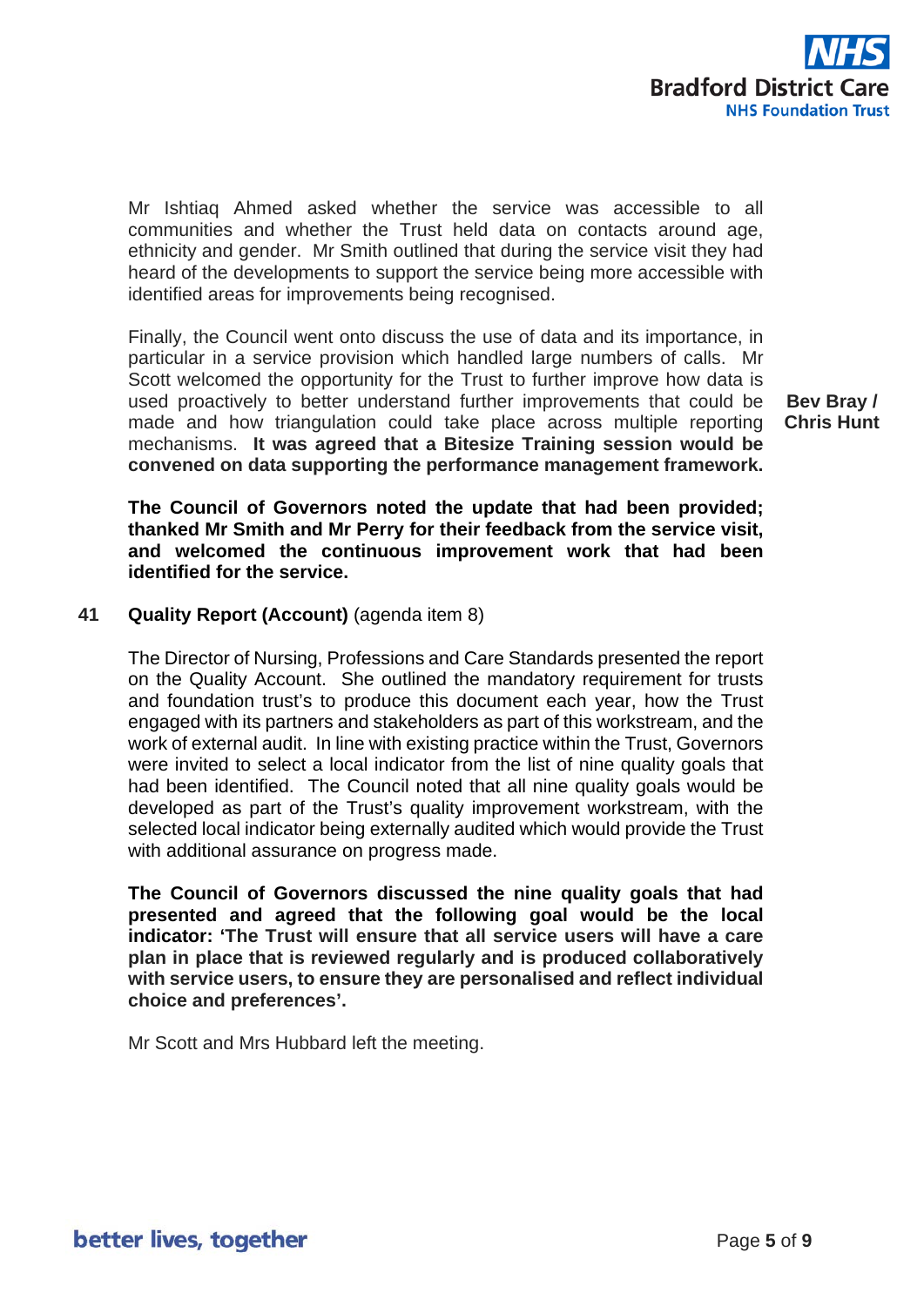Mr Ishtiaq Ahmed asked whether the service was accessible to all communities and whether the Trust held data on contacts around age, ethnicity and gender. Mr Smith outlined that during the service visit they had heard of the developments to support the service being more accessible with identified areas for improvements being recognised.

Finally, the Council went onto discuss the use of data and its importance, in particular in a service provision which handled large numbers of calls. Mr Scott welcomed the opportunity for the Trust to further improve how data is used proactively to better understand further improvements that could be made and how triangulation could take place across multiple reporting mechanisms. **It was agreed that a Bitesize Training session would be convened on data supporting the performance management framework.** **Bev Bray / Chris Hunt**

**The Council of Governors noted the update that had been provided; thanked Mr Smith and Mr Perry for their feedback from the service visit, and welcomed the continuous improvement work that had been identified for the service.**

**41 Quality Report (Account)** (agenda item 8)

The Director of Nursing, Professions and Care Standards presented the report on the Quality Account. She outlined the mandatory requirement for trusts and foundation trust's to produce this document each year, how the Trust engaged with its partners and stakeholders as part of this workstream, and the work of external audit. In line with existing practice within the Trust, Governors were invited to select a local indicator from the list of nine quality goals that had been identified. The Council noted that all nine quality goals would be developed as part of the Trust's quality improvement workstream, with the selected local indicator being externally audited which would provide the Trust with additional assurance on progress made.

**The Council of Governors discussed the nine quality goals that had presented and agreed that the following goal would be the local indicator: 'The Trust will ensure that all service users will have a care plan in place that is reviewed regularly and is produced collaboratively with service users, to ensure they are personalised and reflect individual choice and preferences'.**

Mr Scott and Mrs Hubbard left the meeting.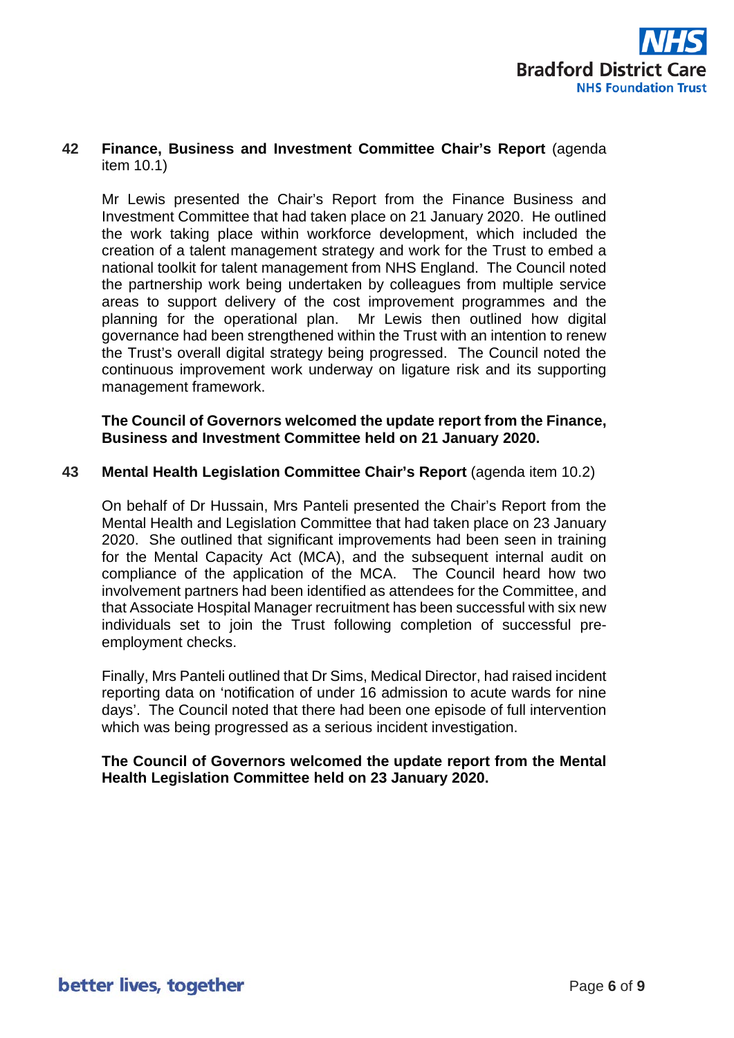**42 Finance, Business and Investment Committee Chair's Report** (agenda item 10.1)

Mr Lewis presented the Chair's Report from the Finance Business and Investment Committee that had taken place on 21 January 2020. He outlined the work taking place within workforce development, which included the creation of a talent management strategy and work for the Trust to embed a national toolkit for talent management from NHS England. The Council noted the partnership work being undertaken by colleagues from multiple service areas to support delivery of the cost improvement programmes and the planning for the operational plan. Mr Lewis then outlined how digital governance had been strengthened within the Trust with an intention to renew the Trust's overall digital strategy being progressed. The Council noted the continuous improvement work underway on ligature risk and its supporting management framework.

**The Council of Governors welcomed the update report from the Finance, Business and Investment Committee held on 21 January 2020.**

**43 Mental Health Legislation Committee Chair's Report** (agenda item 10.2)

On behalf of Dr Hussain, Mrs Panteli presented the Chair's Report from the Mental Health and Legislation Committee that had taken place on 23 January 2020. She outlined that significant improvements had been seen in training for the Mental Capacity Act (MCA), and the subsequent internal audit on compliance of the application of the MCA. The Council heard how two involvement partners had been identified as attendees for the Committee, and that Associate Hospital Manager recruitment has been successful with six new individuals set to join the Trust following completion of successful pre-employment checks.

Finally, Mrs Panteli outlined that Dr Sims, Medical Director, had raised incident reporting data on 'notification of under 16 admission to acute wards for nine days'. The Council noted that there had been one episode of full intervention which was being progressed as a serious incident investigation.

**The Council of Governors welcomed the update report from the Mental Health Legislation Committee held on 23 January 2020.**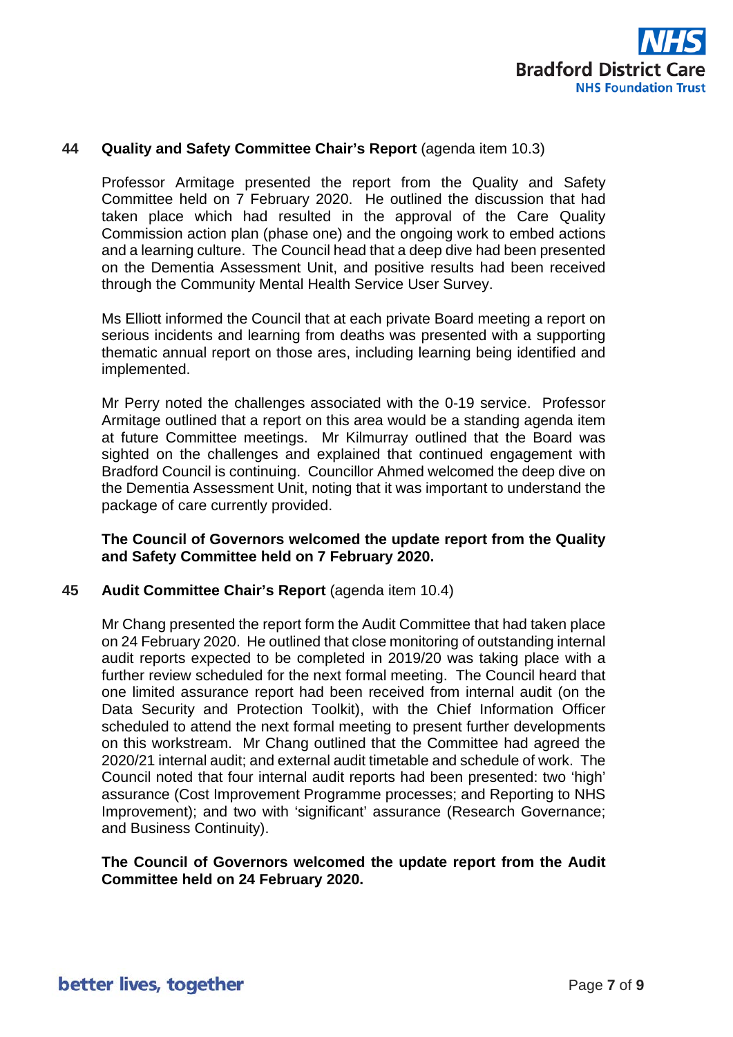**44 Quality and Safety Committee Chair's Report** (agenda item 10.3)

Professor Armitage presented the report from the Quality and Safety Committee held on 7 February 2020. He outlined the discussion that had taken place which had resulted in the approval of the Care Quality Commission action plan (phase one) and the ongoing work to embed actions and a learning culture. The Council head that a deep dive had been presented on the Dementia Assessment Unit, and positive results had been received through the Community Mental Health Service User Survey.

Ms Elliott informed the Council that at each private Board meeting a report on serious incidents and learning from deaths was presented with a supporting thematic annual report on those ares, including learning being identified and implemented.

Mr Perry noted the challenges associated with the 0-19 service. Professor Armitage outlined that a report on this area would be a standing agenda item at future Committee meetings. Mr Kilmurray outlined that the Board was sighted on the challenges and explained that continued engagement with Bradford Council is continuing. Councillor Ahmed welcomed the deep dive on the Dementia Assessment Unit, noting that it was important to understand the package of care currently provided.

**The Council of Governors welcomed the update report from the Quality and Safety Committee held on 7 February 2020.**

**45 Audit Committee Chair's Report** (agenda item 10.4)

Mr Chang presented the report form the Audit Committee that had taken place on 24 February 2020. He outlined that close monitoring of outstanding internal audit reports expected to be completed in 2019/20 was taking place with a further review scheduled for the next formal meeting. The Council heard that one limited assurance report had been received from internal audit (on the Data Security and Protection Toolkit), with the Chief Information Officer scheduled to attend the next formal meeting to present further developments on this workstream. Mr Chang outlined that the Committee had agreed the 2020/21 internal audit; and external audit timetable and schedule of work. The Council noted that four internal audit reports had been presented: two 'high' assurance (Cost Improvement Programme processes; and Reporting to NHS Improvement); and two with 'significant' assurance (Research Governance; and Business Continuity).

**The Council of Governors welcomed the update report from the Audit Committee held on 24 February 2020.**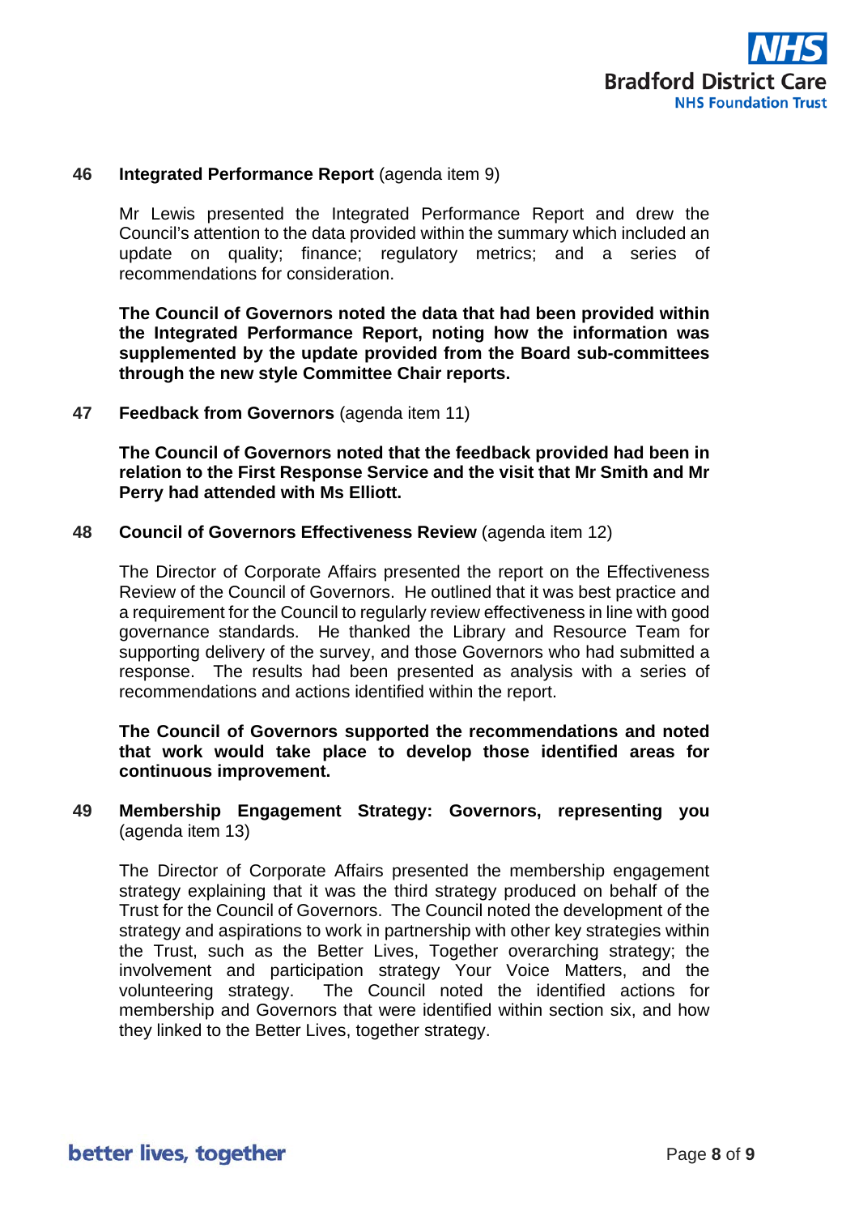**46 Integrated Performance Report** (agenda item 9)

Mr Lewis presented the Integrated Performance Report and drew the Council's attention to the data provided within the summary which included an update on quality; finance; regulatory metrics; and a series of recommendations for consideration.

**The Council of Governors noted the data that had been provided within the Integrated Performance Report, noting how the information was supplemented by the update provided from the Board sub-committees through the new style Committee Chair reports.**

**47 Feedback from Governors** (agenda item 11)

**The Council of Governors noted that the feedback provided had been in relation to the First Response Service and the visit that Mr Smith and Mr Perry had attended with Ms Elliott.**

**48 Council of Governors Effectiveness Review** (agenda item 12)

The Director of Corporate Affairs presented the report on the Effectiveness Review of the Council of Governors. He outlined that it was best practice and a requirement for the Council to regularly review effectiveness in line with good governance standards. He thanked the Library and Resource Team for supporting delivery of the survey, and those Governors who had submitted a response. The results had been presented as analysis with a series of recommendations and actions identified within the report.

**The Council of Governors supported the recommendations and noted that work would take place to develop those identified areas for continuous improvement.**

**49 Membership Engagement Strategy: Governors, representing you** (agenda item 13)

The Director of Corporate Affairs presented the membership engagement strategy explaining that it was the third strategy produced on behalf of the Trust for the Council of Governors. The Council noted the development of the strategy and aspirations to work in partnership with other key strategies within the Trust, such as the Better Lives, Together overarching strategy; the involvement and participation strategy Your Voice Matters, and the volunteering strategy. The Council noted the identified actions for membership and Governors that were identified within section six, and how they linked to the Better Lives, together strategy.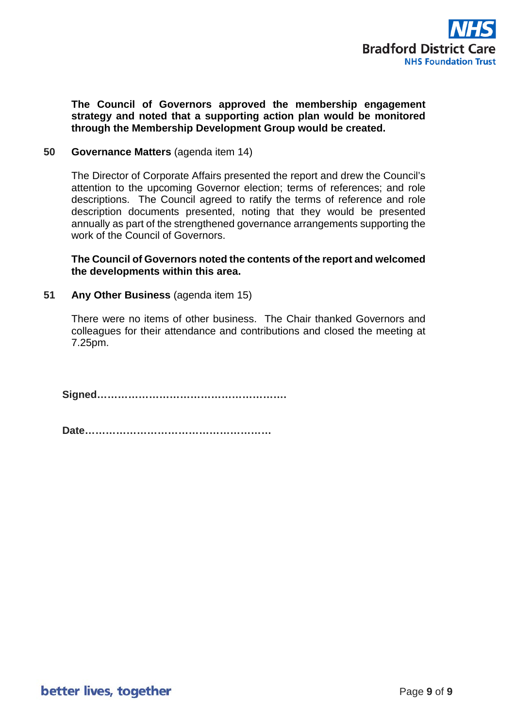**The Council of Governors approved the membership engagement strategy and noted that a supporting action plan would be monitored through the Membership Development Group would be created.**

**50 Governance Matters** (agenda item 14)

The Director of Corporate Affairs presented the report and drew the Council's attention to the upcoming Governor election; terms of references; and role descriptions. The Council agreed to ratify the terms of reference and role description documents presented, noting that they would be presented annually as part of the strengthened governance arrangements supporting the work of the Council of Governors.

**The Council of Governors noted the contents of the report and welcomed the developments within this area.**

**51 Any Other Business** (agenda item 15)

There were no items of other business. The Chair thanked Governors and colleagues for their attendance and contributions and closed the meeting at 7.25pm.

**Signed……………………………………………….**

**Date………………………………………………**